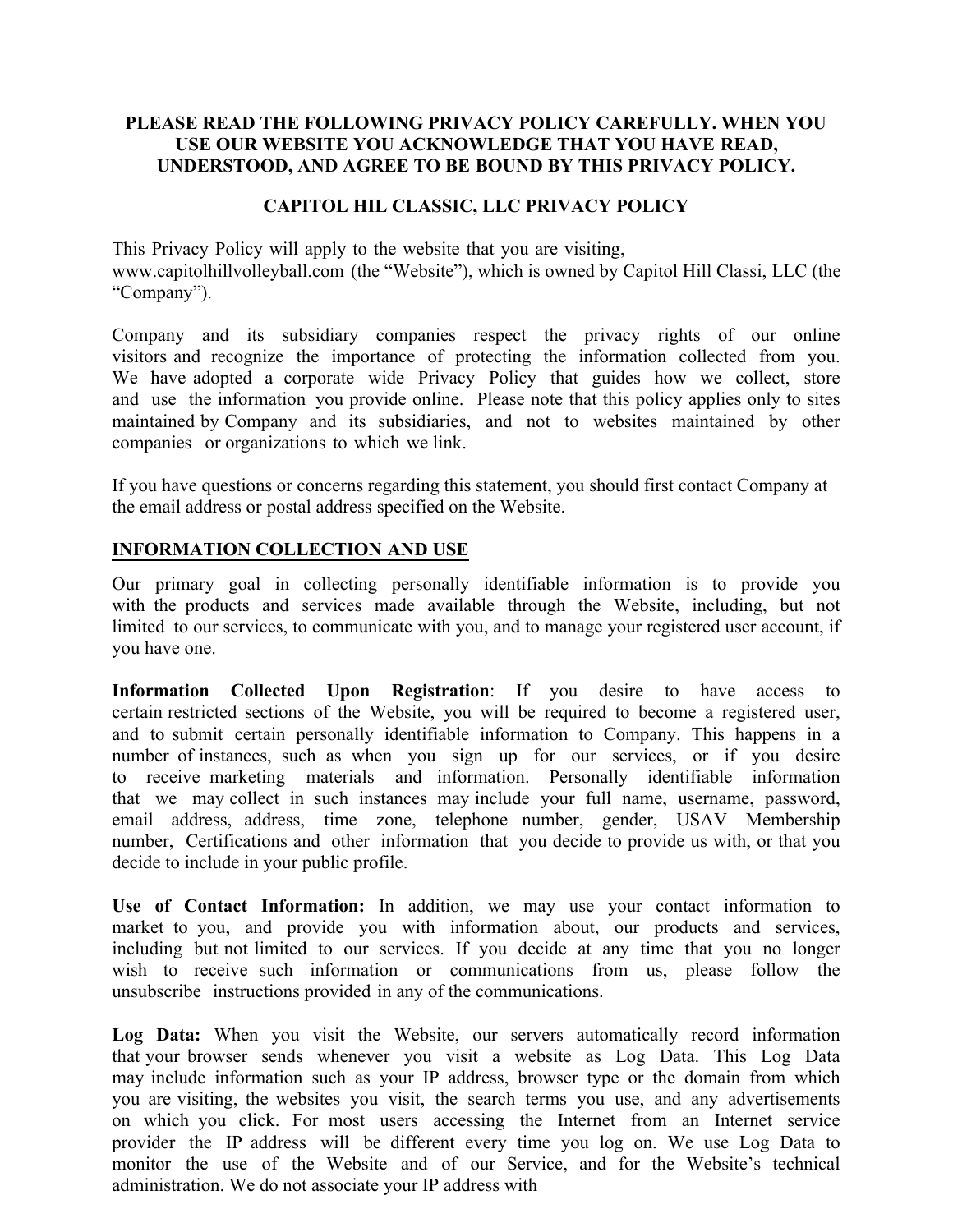**PLEASE READ THE FOLLOWING PRIVACY POLICY CAREFULLY. WHEN YOU USE OUR WEBSITE YOU ACKNOWLEDGE THAT YOU HAVE READ, UNDERSTOOD, AND AGREE TO BE BOUND BY THIS PRIVACY POLICY.**

# CAPITOL HIL CLASSIC, LLC PRIVACY POLICY

This Privacy Policy will apply to the website that you are visiting, www.capitolhillvolleyball.com (the "Website"), which is owned by Capitol Hill Classi, LLC (the "Company").

Company and its subsidiary companies respect the privacy rights of our online visitors and recognize the importance of protecting the information collected from you. We have adopted a corporate wide Privacy Policy that guides how we collect, store and use the information you provide online. Please note that this policy applies only to sites maintained by Company and its subsidiaries, and not to websites maintained by other companies or organizations to which we link.

If you have questions or concerns regarding this statement, you should first contact Company at the email address or postal address specified on the Website.

## INFORMATION COLLECTION AND USE

Our primary goal in collecting personally identifiable information is to provide you with the products and services made available through the Website, including, but not limited to our services, to communicate with you, and to manage your registered user account, if you have one.

**Information Collected Upon Registration**: If you desire to have access to certain restricted sections of the Website, you will be required to become a registered user, and to submit certain personally identifiable information to Company. This happens in a number of instances, such as when you sign up for our services, or if you desire to receive marketing materials and information. Personally identifiable information that we may collect in such instances may include your full name, username, password, email address, address, time zone, telephone number, gender, USAV Membership number, Certifications and other information that you decide to provide us with, or that you decide to include in your public profile.

**Use of Contact Information:** In addition, we may use your contact information to market to you, and provide you with information about, our products and services, including but not limited to our services. If you decide at any time that you no longer wish to receive such information or communications from us, please follow the unsubscribe instructions provided in any of the communications.

**Log Data:** When you visit the Website, our servers automatically record information that your browser sends whenever you visit a website as Log Data. This Log Data may include information such as your IP address, browser type or the domain from which you are visiting, the websites you visit, the search terms you use, and any advertisements on which you click. For most users accessing the Internet from an Internet service provider the IP address will be different every time you log on. We use Log Data to monitor the use of the Website and of our Service, and for the Website's technical administration. We do not associate your IP address with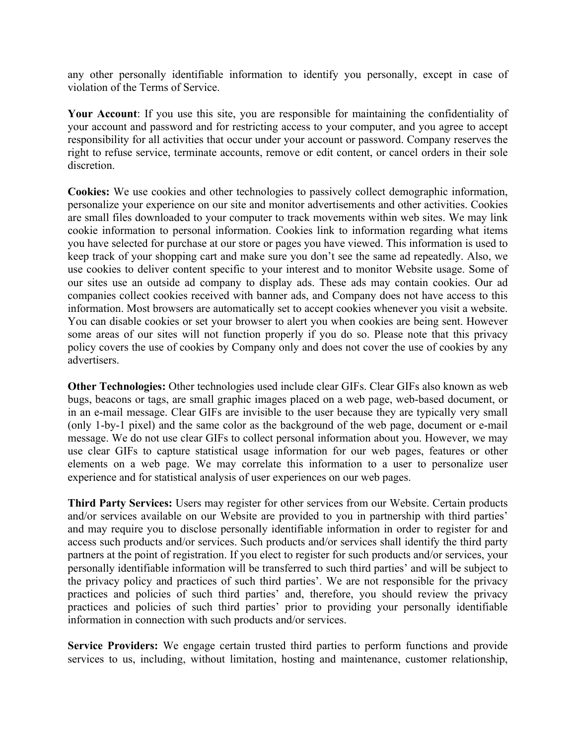any other personally identifiable information to identify you personally, except in case of violation of the Terms of Service.

**Your Account**: If you use this site, you are responsible for maintaining the confidentiality of your account and password and for restricting access to your computer, and you agree to accept responsibility for all activities that occur under your account or password. Company reserves the right to refuse service, terminate accounts, remove or edit content, or cancel orders in their sole discretion.

**Cookies:** We use cookies and other technologies to passively collect demographic information, personalize your experience on our site and monitor advertisements and other activities. Cookies are small files downloaded to your computer to track movements within web sites. We may link cookie information to personal information. Cookies link to information regarding what items you have selected for purchase at our store or pages you have viewed. This information is used to keep track of your shopping cart and make sure you don't see the same ad repeatedly. Also, we use cookies to deliver content specific to your interest and to monitor Website usage. Some of our sites use an outside ad company to display ads. These ads may contain cookies. Our ad companies collect cookies received with banner ads, and Company does not have access to this information. Most browsers are automatically set to accept cookies whenever you visit a website. You can disable cookies or set your browser to alert you when cookies are being sent. However some areas of our sites will not function properly if you do so. Please note that this privacy policy covers the use of cookies by Company only and does not cover the use of cookies by any advertisers.

**Other Technologies:** Other technologies used include clear GIFs. Clear GIFs also known as web bugs, beacons or tags, are small graphic images placed on a web page, web-based document, or in an e-mail message. Clear GIFs are invisible to the user because they are typically very small (only 1-by-1 pixel) and the same color as the background of the web page, document or e-mail message. We do not use clear GIFs to collect personal information about you. However, we may use clear GIFs to capture statistical usage information for our web pages, features or other elements on a web page. We may correlate this information to a user to personalize user experience and for statistical analysis of user experiences on our web pages.

**Third Party Services:** Users may register for other services from our Website. Certain products and/or services available on our Website are provided to you in partnership with third parties' and may require you to disclose personally identifiable information in order to register for and access such products and/or services. Such products and/or services shall identify the third party partners at the point of registration. If you elect to register for such products and/or services, your personally identifiable information will be transferred to such third parties' and will be subject to the privacy policy and practices of such third parties'. We are not responsible for the privacy practices and policies of such third parties' and, therefore, you should review the privacy practices and policies of such third parties' prior to providing your personally identifiable information in connection with such products and/or services.

**Service Providers:** We engage certain trusted third parties to perform functions and provide services to us, including, without limitation, hosting and maintenance, customer relationship,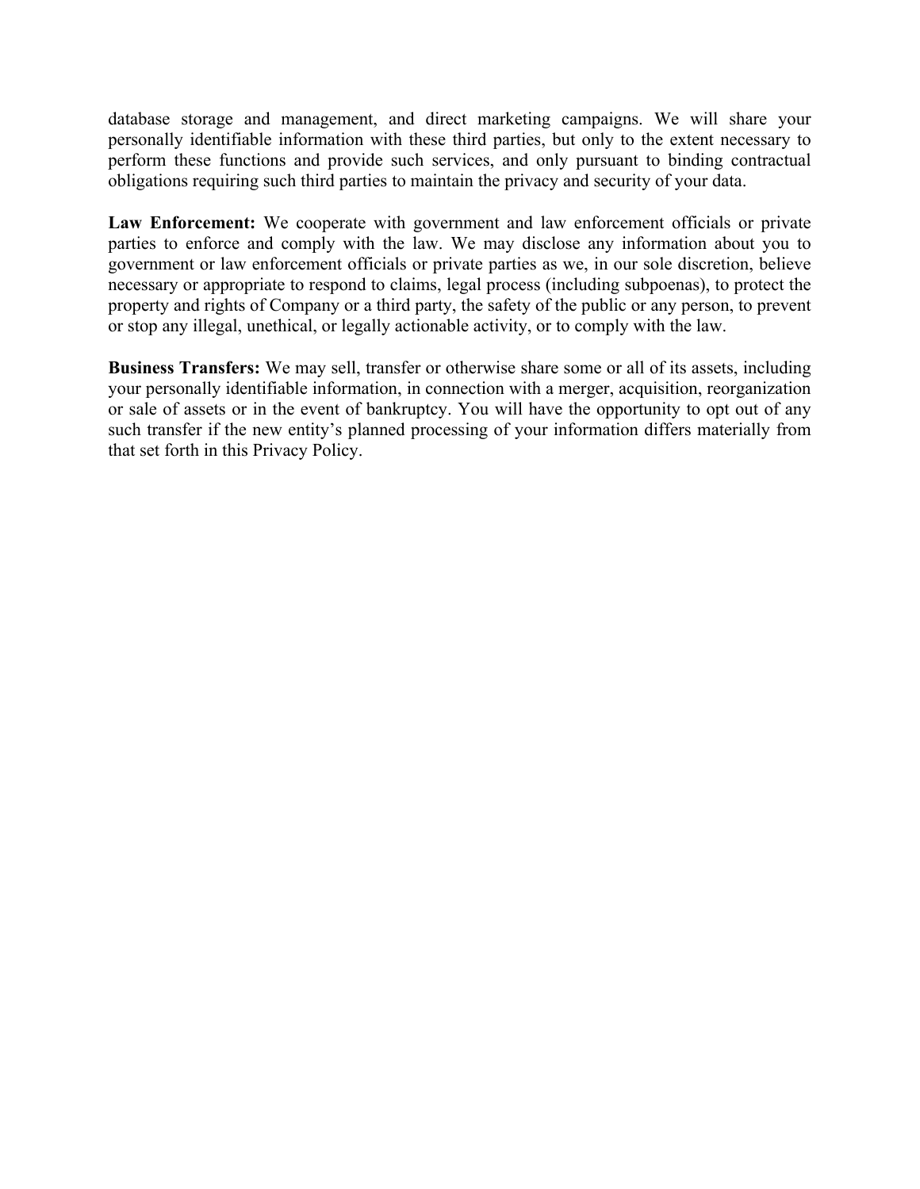database storage and management, and direct marketing campaigns. We will share your personally identifiable information with these third parties, but only to the extent necessary to perform these functions and provide such services, and only pursuant to binding contractual obligations requiring such third parties to maintain the privacy and security of your data.

**Law Enforcement:** We cooperate with government and law enforcement officials or private parties to enforce and comply with the law. We may disclose any information about you to government or law enforcement officials or private parties as we, in our sole discretion, believe necessary or appropriate to respond to claims, legal process (including subpoenas), to protect the property and rights of Company or a third party, the safety of the public or any person, to prevent or stop any illegal, unethical, or legally actionable activity, or to comply with the law.

**Business Transfers:** We may sell, transfer or otherwise share some or all of its assets, including your personally identifiable information, in connection with a merger, acquisition, reorganization or sale of assets or in the event of bankruptcy. You will have the opportunity to opt out of any such transfer if the new entity's planned processing of your information differs materially from that set forth in this Privacy Policy.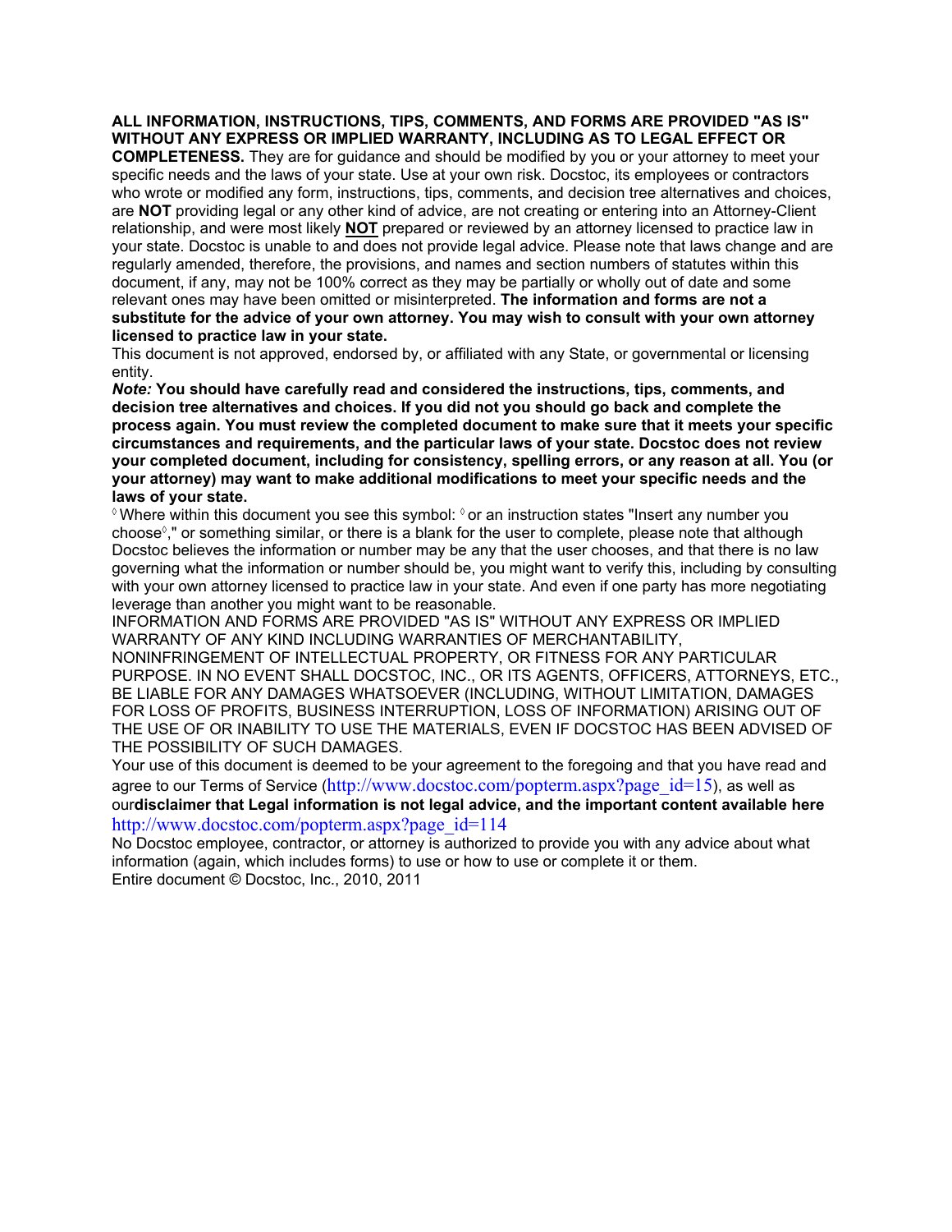**ALL INFORMATION, INSTRUCTIONS, TIPS, COMMENTS, AND FORMS ARE PROVIDED "AS IS" WITHOUT ANY EXPRESS OR IMPLIED WARRANTY, INCLUDING AS TO LEGAL EFFECT OR COMPLETENESS.** They are for guidance and should be modified by you or your attorney to meet your specific needs and the laws of your state. Use at your own risk. Docstoc, its employees or contractors who wrote or modified any form, instructions, tips, comments, and decision tree alternatives and choices, are **NOT** providing legal or any other kind of advice, are not creating or entering into an Attorney-Client relationship, and were most likely **NOT** prepared or reviewed by an attorney licensed to practice law in your state. Docstoc is unable to and does not provide legal advice. Please note that laws change and are regularly amended, therefore, the provisions, and names and section numbers of statutes within this document, if any, may not be 100% correct as they may be partially or wholly out of date and some relevant ones may have been omitted or misinterpreted. **The information and forms are not a substitute for the advice of your own attorney. You may wish to consult with your own attorney licensed to practice law in your state.**

This document is not approved, endorsed by, or affiliated with any State, or governmental or licensing entity.

***Note:*** **You should have carefully read and considered the instructions, tips, comments, and decision tree alternatives and choices. If you did not you should go back and complete the process again. You must review the completed document to make sure that it meets your specific circumstances and requirements, and the particular laws of your state. Docstoc does not review your completed document, including for consistency, spelling errors, or any reason at all. You (or your attorney) may want to make additional modifications to meet your specific needs and the laws of your state.**

◊ Where within this document you see this symbol: ◊ or an instruction states "Insert any number you choose◊," or something similar, or there is a blank for the user to complete, please note that although Docstoc believes the information or number may be any that the user chooses, and that there is no law governing what the information or number should be, you might want to verify this, including by consulting with your own attorney licensed to practice law in your state. And even if one party has more negotiating leverage than another you might want to be reasonable.

INFORMATION AND FORMS ARE PROVIDED "AS IS" WITHOUT ANY EXPRESS OR IMPLIED WARRANTY OF ANY KIND INCLUDING WARRANTIES OF MERCHANTABILITY, NONINFRINGEMENT OF INTELLECTUAL PROPERTY, OR FITNESS FOR ANY PARTICULAR PURPOSE. IN NO EVENT SHALL DOCSTOC, INC., OR ITS AGENTS, OFFICERS, ATTORNEYS, ETC., BE LIABLE FOR ANY DAMAGES WHATSOEVER (INCLUDING, WITHOUT LIMITATION, DAMAGES FOR LOSS OF PROFITS, BUSINESS INTERRUPTION, LOSS OF INFORMATION) ARISING OUT OF THE USE OF OR INABILITY TO USE THE MATERIALS, EVEN IF DOCSTOC HAS BEEN ADVISED OF THE POSSIBILITY OF SUCH DAMAGES.

Your use of this document is deemed to be your agreement to the foregoing and that you have read and agree to our Terms of Service (http://www.docstoc.com/popterm.aspx?page_id=15), as well as our**disclaimer that Legal information is not legal advice, and the important content available here** http://www.docstoc.com/popterm.aspx?page_id=114

No Docstoc employee, contractor, or attorney is authorized to provide you with any advice about what information (again, which includes forms) to use or how to use or complete it or them.

Entire document © Docstoc, Inc., 2010, 2011